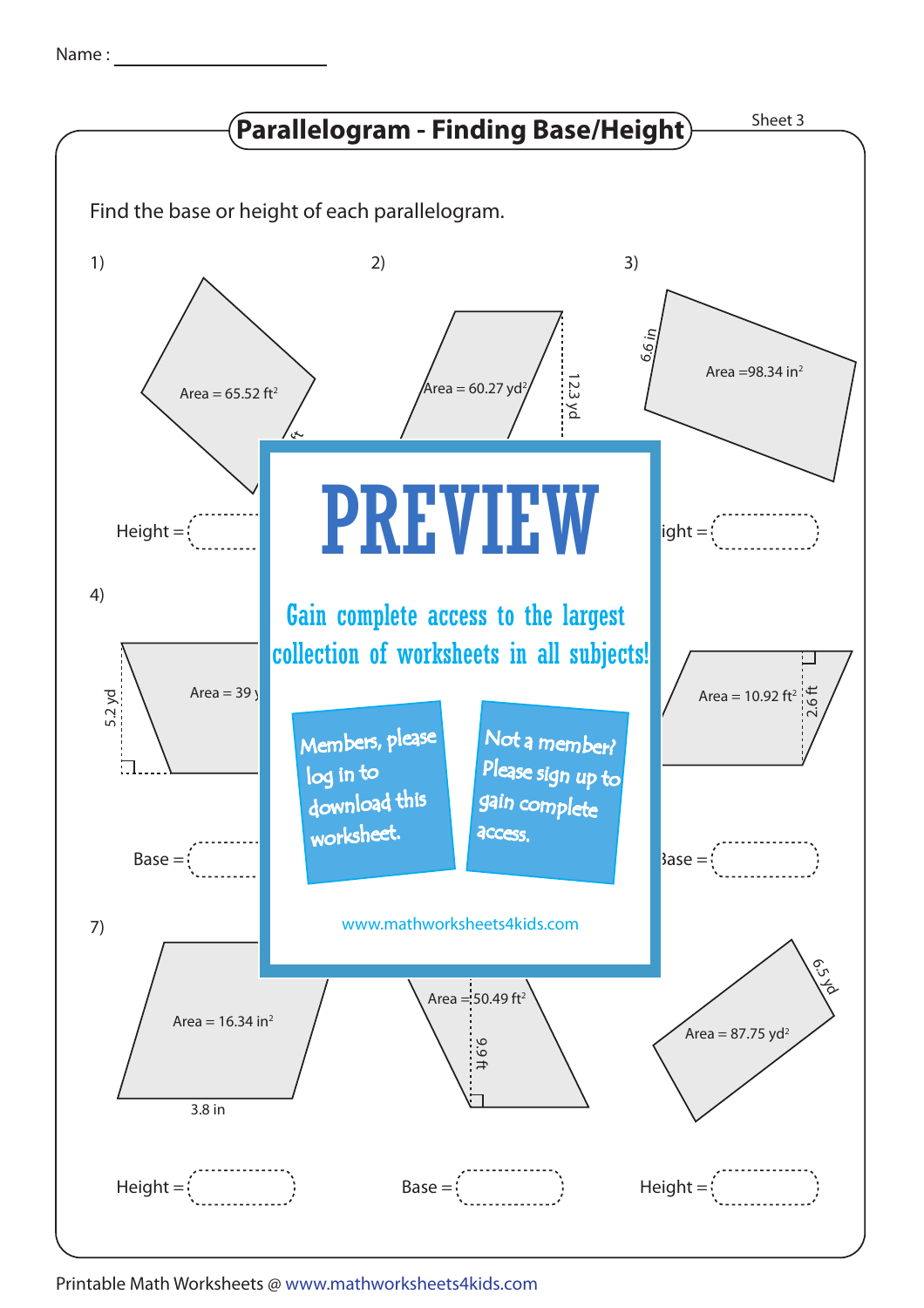Name : ____________________

# Parallelogram - Finding Base/Height

Sheet 3

Find the base or height of each parallelogram.

1) Area = 65.52 $ft^2$

Height = 

2) Area = 60.27 $yd^2$; 12.3 yd

3) Area = 98.34 $in^2$; 6.6 in

ight = 

4) Area = 39; 5.2 yd

Base = 

Area = 10.92 $ft^2$; 2.6 ft

Base = 

7) Area = 16.34 $in^2$; 3.8 in

Height = 

Area = 50.49 $ft^2$; 9.9 ft

Base = 

Area = 87.75 $yd^2$; 6.5 yd

Height = 

**PREVIEW**

Gain complete access to the largest collection of worksheets in all subjects!

Members, please log in to download this worksheet.

Not a member? Please sign up to gain complete access.

www.mathworksheets4kids.com

Printable Math Worksheets @ www.mathworksheets4kids.com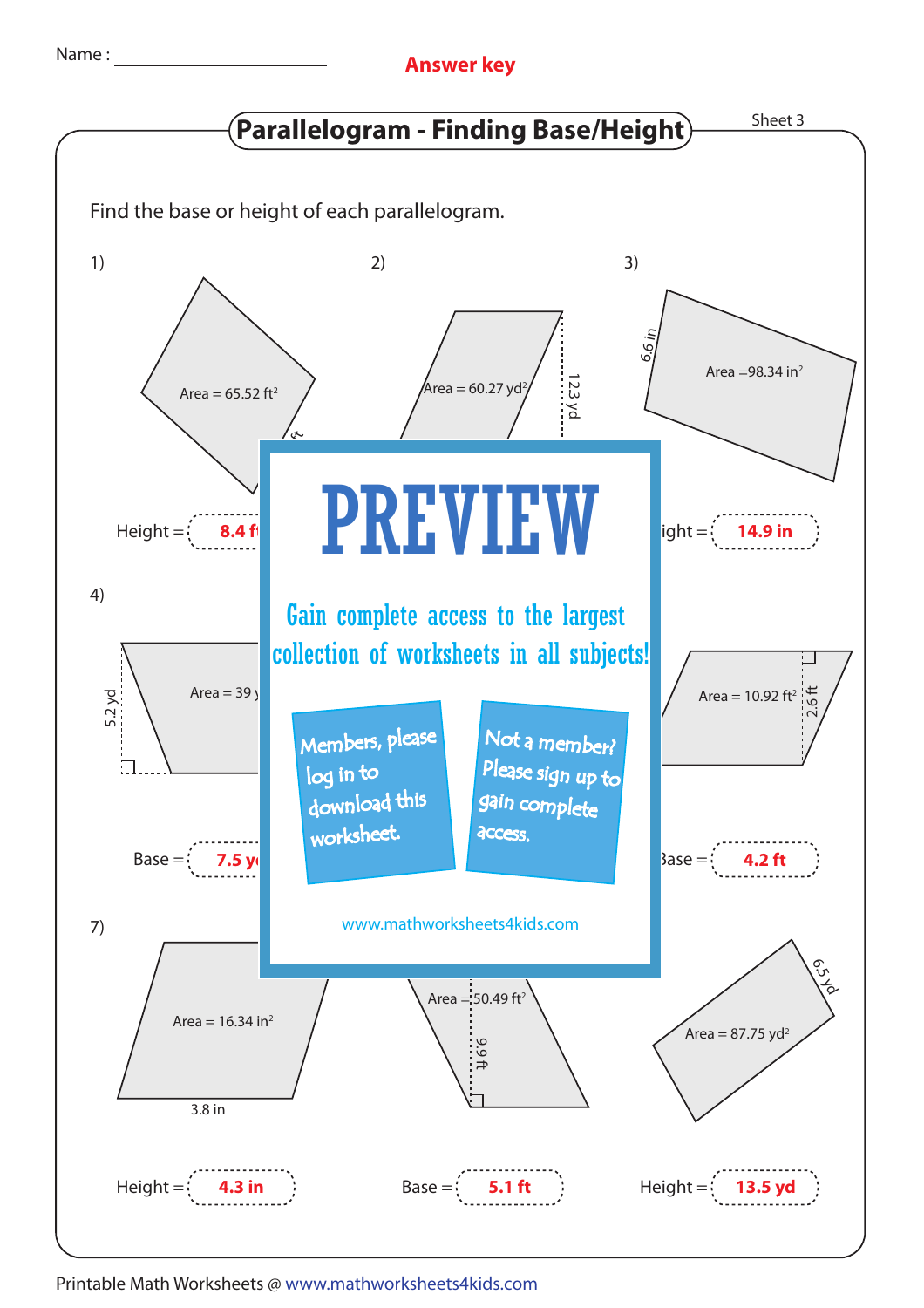Name : ______________________

**Answer key**

# Parallelogram - Finding Base/Height

Sheet 3

Find the base or height of each parallelogram.

1)

Area = 65.52 ft$^2$

Height = **8.4 f**

2)

Area = 60.27 yd$^2$

12.3 yd

3)

6.6 in

Area = 98.34 in$^2$

ight = **14.9 in**

4)

5.2 yd

Area = 39 y

Base = **7.5 y**

Area = 10.92 ft$^2$

2.6 ft

Base = **4.2 ft**

**PREVIEW**

Gain complete access to the largest collection of worksheets in all subjects!

Members, please log in to download this worksheet.

Not a member? Please sign up to gain complete access.

www.mathworksheets4kids.com

7)

Area = 16.34 in$^2$

3.8 in

Height = **4.3 in**

Area = 50.49 ft$^2$

9.9 ft

Base = **5.1 ft**

6.5 yd

Area = 87.75 yd$^2$

Height = **13.5 yd**

Printable Math Worksheets @ www.mathworksheets4kids.com